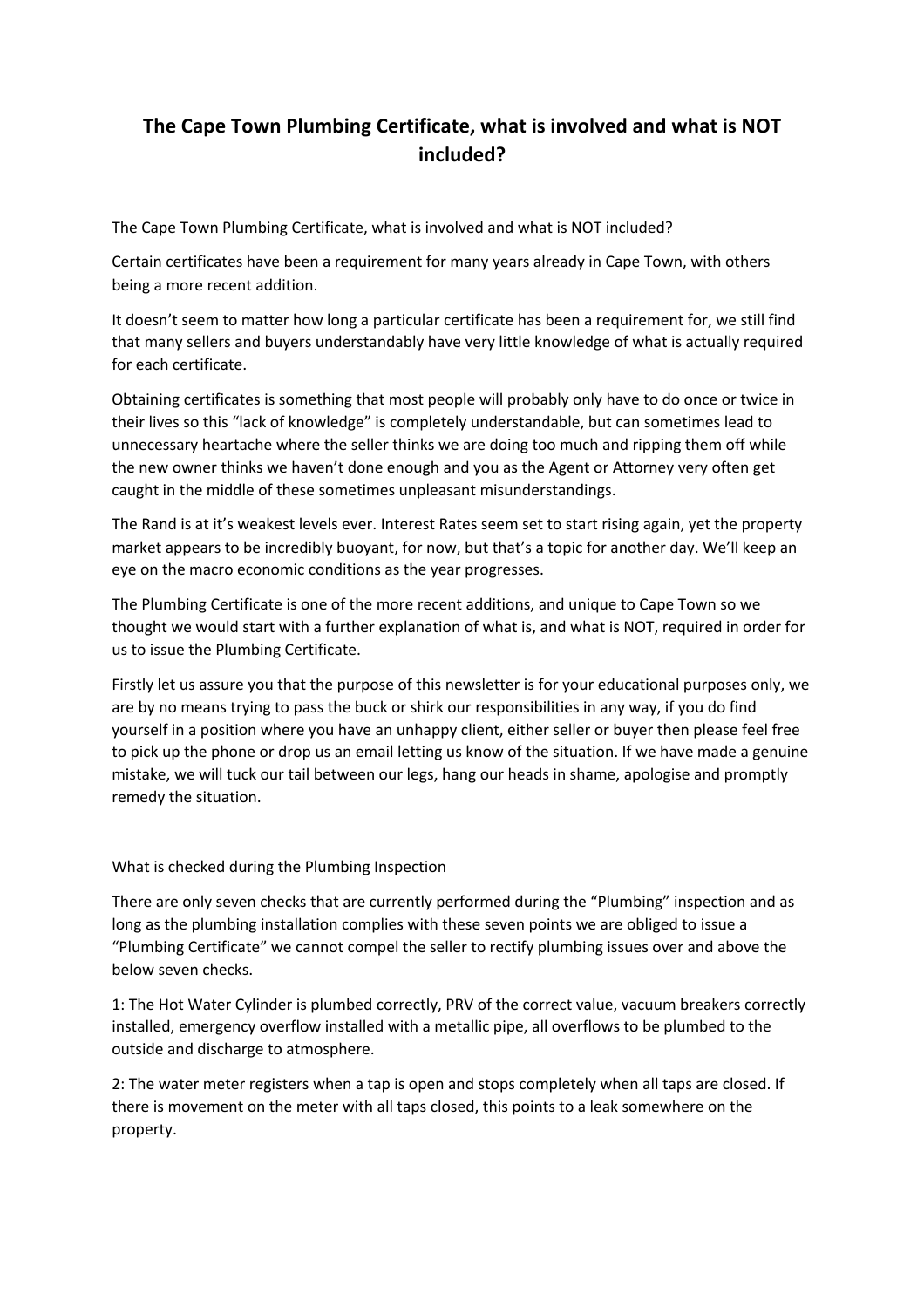# The Cape Town Plumbing Certificate, what is involved and what is NOT included?

The Cape Town Plumbing Certificate, what is involved and what is NOT included?

Certain certificates have been a requirement for many years already in Cape Town, with others being a more recent addition.

It doesn't seem to matter how long a particular certificate has been a requirement for, we still find that many sellers and buyers understandably have very little knowledge of what is actually required for each certificate.

Obtaining certificates is something that most people will probably only have to do once or twice in their lives so this "lack of knowledge" is completely understandable, but can sometimes lead to unnecessary heartache where the seller thinks we are doing too much and ripping them off while the new owner thinks we haven't done enough and you as the Agent or Attorney very often get caught in the middle of these sometimes unpleasant misunderstandings.

The Rand is at it's weakest levels ever. Interest Rates seem set to start rising again, yet the property market appears to be incredibly buoyant, for now, but that's a topic for another day. We'll keep an eye on the macro economic conditions as the year progresses.

The Plumbing Certificate is one of the more recent additions, and unique to Cape Town so we thought we would start with a further explanation of what is, and what is NOT, required in order for us to issue the Plumbing Certificate.

Firstly let us assure you that the purpose of this newsletter is for your educational purposes only, we are by no means trying to pass the buck or shirk our responsibilities in any way, if you do find yourself in a position where you have an unhappy client, either seller or buyer then please feel free to pick up the phone or drop us an email letting us know of the situation. If we have made a genuine mistake, we will tuck our tail between our legs, hang our heads in shame, apologise and promptly remedy the situation.

What is checked during the Plumbing Inspection

There are only seven checks that are currently performed during the "Plumbing" inspection and as long as the plumbing installation complies with these seven points we are obliged to issue a "Plumbing Certificate" we cannot compel the seller to rectify plumbing issues over and above the below seven checks.

1: The Hot Water Cylinder is plumbed correctly, PRV of the correct value, vacuum breakers correctly installed, emergency overflow installed with a metallic pipe, all overflows to be plumbed to the outside and discharge to atmosphere.

2: The water meter registers when a tap is open and stops completely when all taps are closed. If there is movement on the meter with all taps closed, this points to a leak somewhere on the property.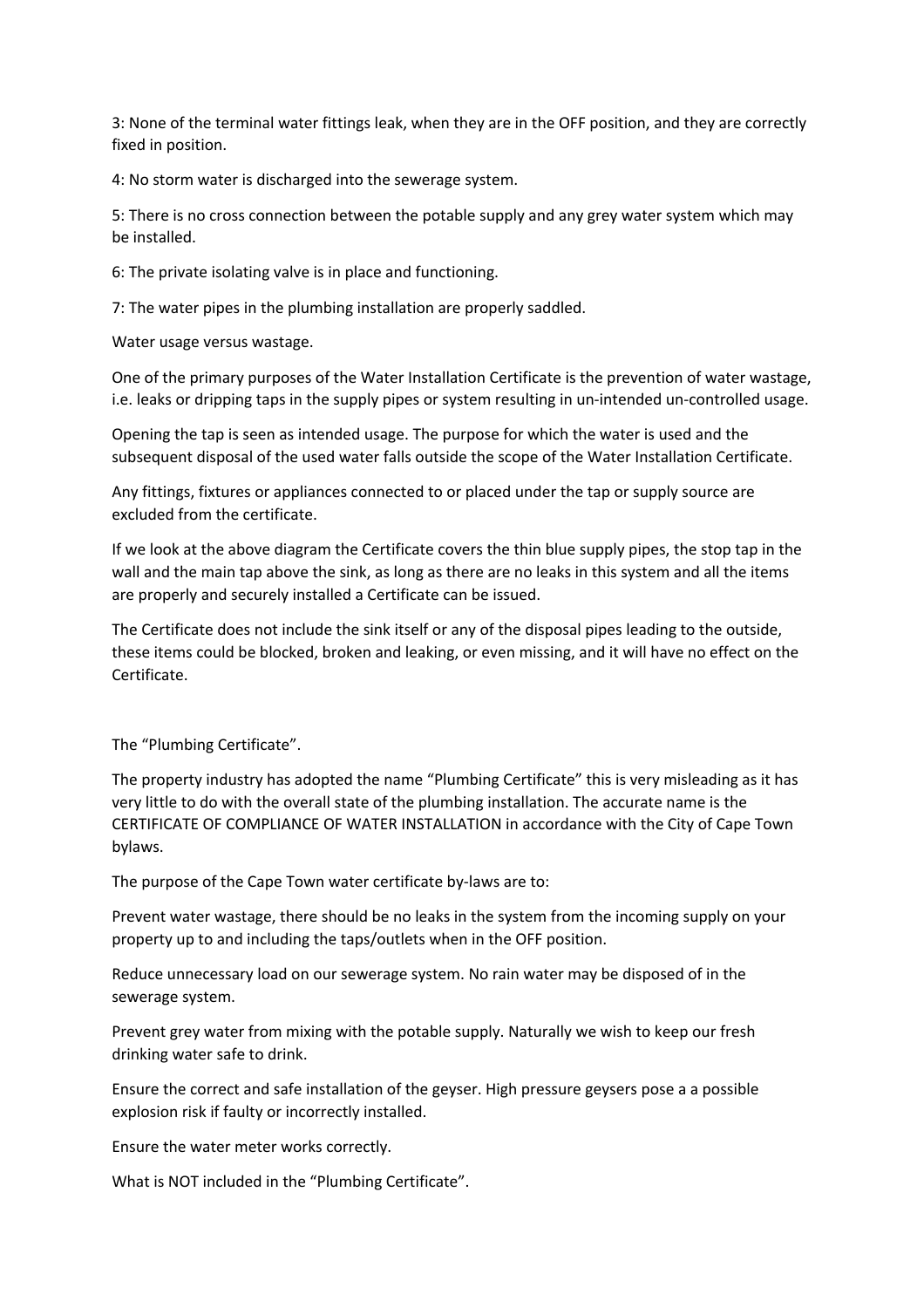3: None of the terminal water fittings leak, when they are in the OFF position, and they are correctly fixed in position.

4: No storm water is discharged into the sewerage system.

5: There is no cross connection between the potable supply and any grey water system which may be installed.

6: The private isolating valve is in place and functioning.

7: The water pipes in the plumbing installation are properly saddled.

Water usage versus wastage.

One of the primary purposes of the Water Installation Certificate is the prevention of water wastage, i.e. leaks or dripping taps in the supply pipes or system resulting in un-intended un-controlled usage.

Opening the tap is seen as intended usage. The purpose for which the water is used and the subsequent disposal of the used water falls outside the scope of the Water Installation Certificate.

Any fittings, fixtures or appliances connected to or placed under the tap or supply source are excluded from the certificate.

If we look at the above diagram the Certificate covers the thin blue supply pipes, the stop tap in the wall and the main tap above the sink, as long as there are no leaks in this system and all the items are properly and securely installed a Certificate can be issued.

The Certificate does not include the sink itself or any of the disposal pipes leading to the outside, these items could be blocked, broken and leaking, or even missing, and it will have no effect on the Certificate.

The "Plumbing Certificate".

The property industry has adopted the name "Plumbing Certificate" this is very misleading as it has very little to do with the overall state of the plumbing installation. The accurate name is the CERTIFICATE OF COMPLIANCE OF WATER INSTALLATION in accordance with the City of Cape Town bylaws.

The purpose of the Cape Town water certificate by-laws are to:

Prevent water wastage, there should be no leaks in the system from the incoming supply on your property up to and including the taps/outlets when in the OFF position.

Reduce unnecessary load on our sewerage system. No rain water may be disposed of in the sewerage system.

Prevent grey water from mixing with the potable supply. Naturally we wish to keep our fresh drinking water safe to drink.

Ensure the correct and safe installation of the geyser. High pressure geysers pose a a possible explosion risk if faulty or incorrectly installed.

Ensure the water meter works correctly.

What is NOT included in the "Plumbing Certificate".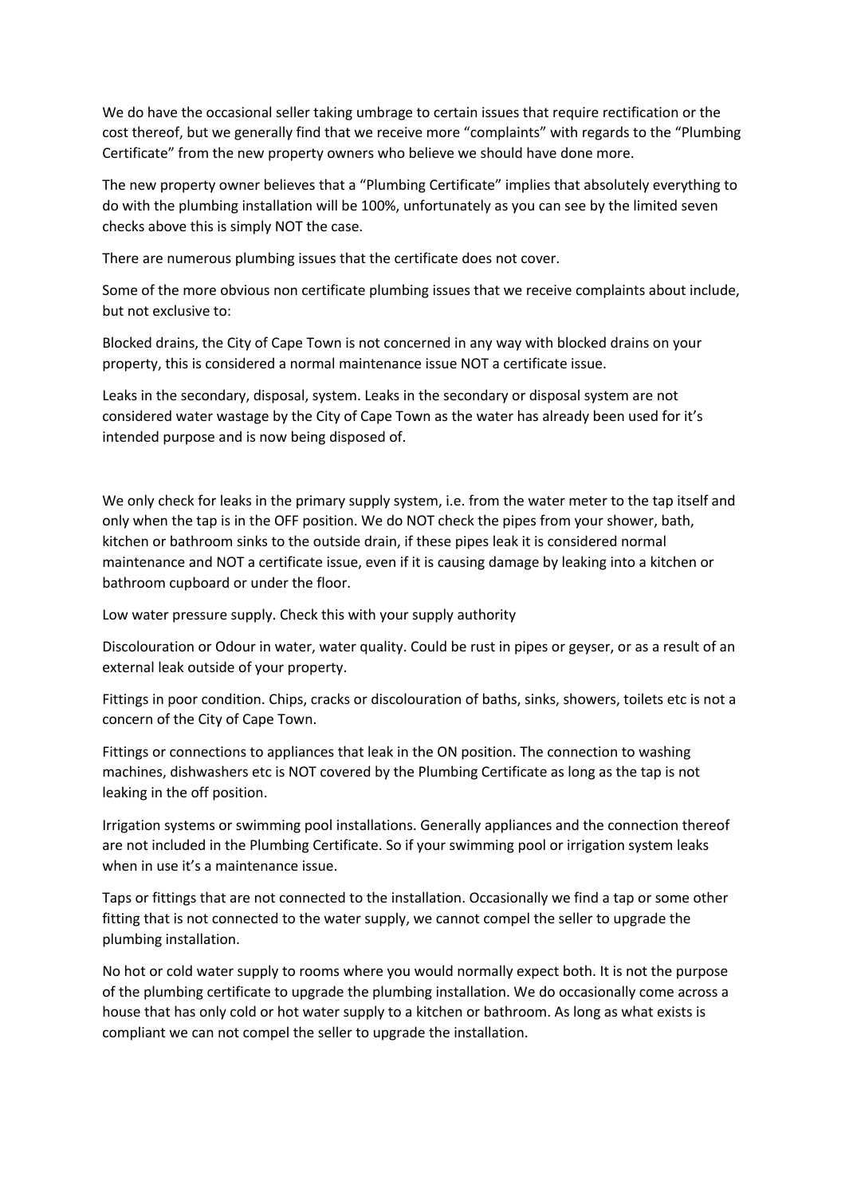We do have the occasional seller taking umbrage to certain issues that require rectification or the cost thereof, but we generally find that we receive more "complaints" with regards to the "Plumbing Certificate" from the new property owners who believe we should have done more.

The new property owner believes that a "Plumbing Certificate" implies that absolutely everything to do with the plumbing installation will be 100%, unfortunately as you can see by the limited seven checks above this is simply NOT the case.

There are numerous plumbing issues that the certificate does not cover.

Some of the more obvious non certificate plumbing issues that we receive complaints about include, but not exclusive to:

Blocked drains, the City of Cape Town is not concerned in any way with blocked drains on your property, this is considered a normal maintenance issue NOT a certificate issue.

Leaks in the secondary, disposal, system. Leaks in the secondary or disposal system are not considered water wastage by the City of Cape Town as the water has already been used for it's intended purpose and is now being disposed of.

We only check for leaks in the primary supply system, i.e. from the water meter to the tap itself and only when the tap is in the OFF position. We do NOT check the pipes from your shower, bath, kitchen or bathroom sinks to the outside drain, if these pipes leak it is considered normal maintenance and NOT a certificate issue, even if it is causing damage by leaking into a kitchen or bathroom cupboard or under the floor.

Low water pressure supply. Check this with your supply authority

Discolouration or Odour in water, water quality. Could be rust in pipes or geyser, or as a result of an external leak outside of your property.

Fittings in poor condition. Chips, cracks or discolouration of baths, sinks, showers, toilets etc is not a concern of the City of Cape Town.

Fittings or connections to appliances that leak in the ON position. The connection to washing machines, dishwashers etc is NOT covered by the Plumbing Certificate as long as the tap is not leaking in the off position.

Irrigation systems or swimming pool installations. Generally appliances and the connection thereof are not included in the Plumbing Certificate. So if your swimming pool or irrigation system leaks when in use it's a maintenance issue.

Taps or fittings that are not connected to the installation. Occasionally we find a tap or some other fitting that is not connected to the water supply, we cannot compel the seller to upgrade the plumbing installation.

No hot or cold water supply to rooms where you would normally expect both. It is not the purpose of the plumbing certificate to upgrade the plumbing installation. We do occasionally come across a house that has only cold or hot water supply to a kitchen or bathroom. As long as what exists is compliant we can not compel the seller to upgrade the installation.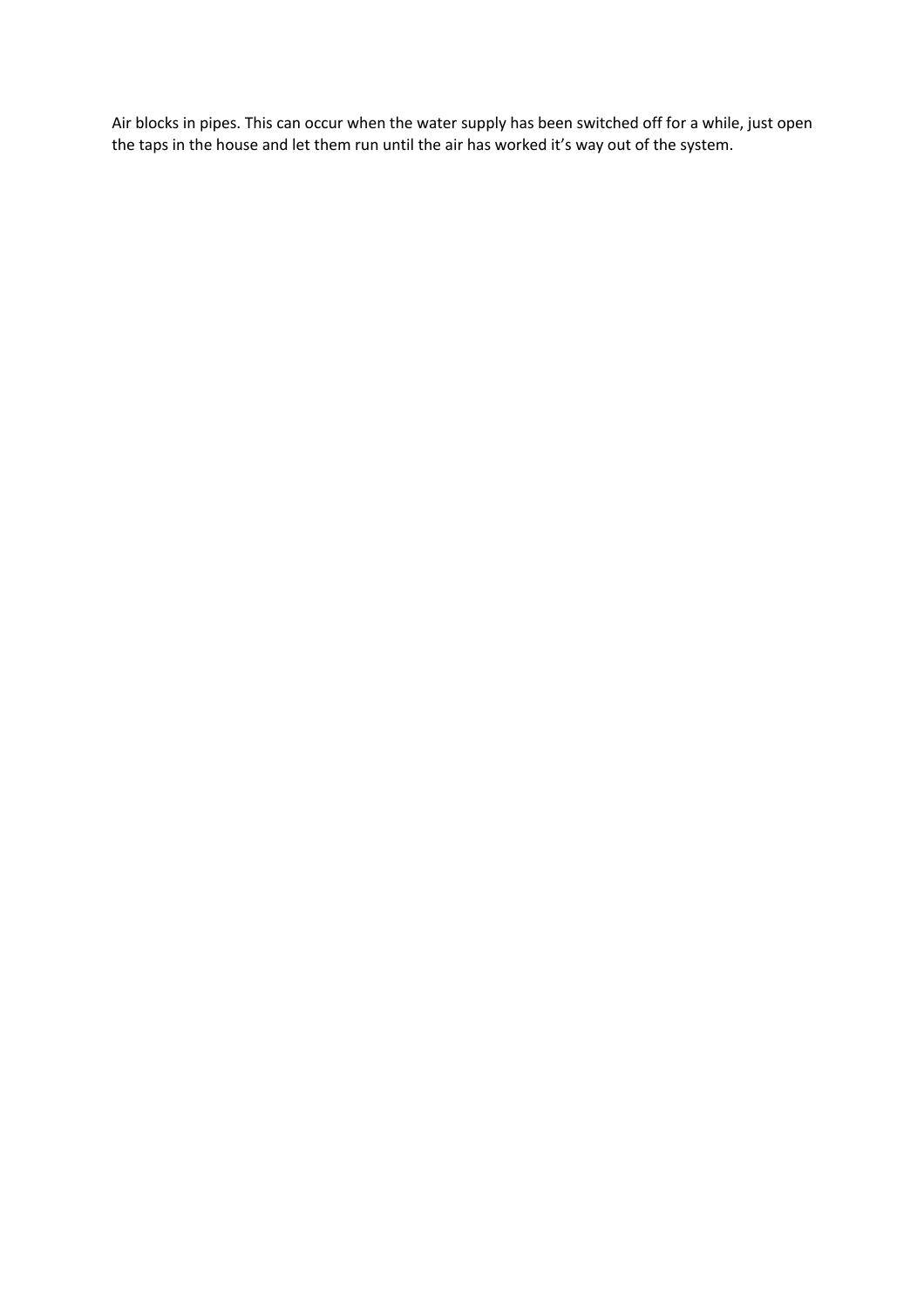Air blocks in pipes. This can occur when the water supply has been switched off for a while, just open the taps in the house and let them run until the air has worked it's way out of the system.